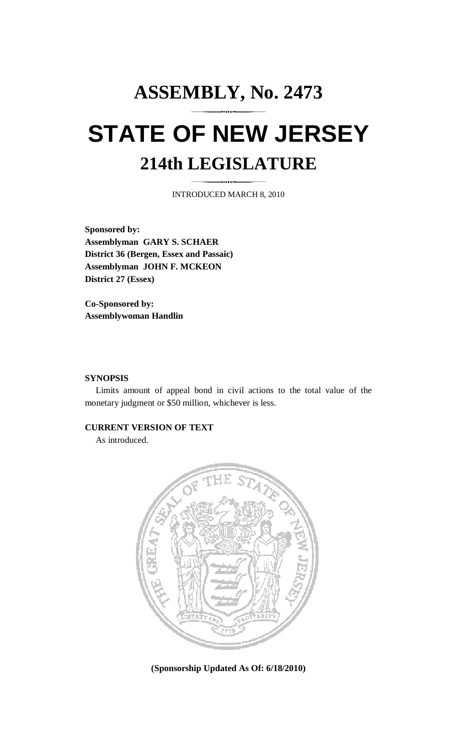# ASSEMBLY, No. 2473

# STATE OF NEW JERSEY

## 214th LEGISLATURE

INTRODUCED MARCH 8, 2010

**Sponsored by:**
**Assemblyman GARY S. SCHAER**
**District 36 (Bergen, Essex and Passaic)**
**Assemblyman JOHN F. MCKEON**
**District 27 (Essex)**

**Co-Sponsored by:**
**Assemblywoman Handlin**

**SYNOPSIS**

Limits amount of appeal bond in civil actions to the total value of the monetary judgment or $50 million, whichever is less.

**CURRENT VERSION OF TEXT**

As introduced.

**(Sponsorship Updated As Of: 6/18/2010)**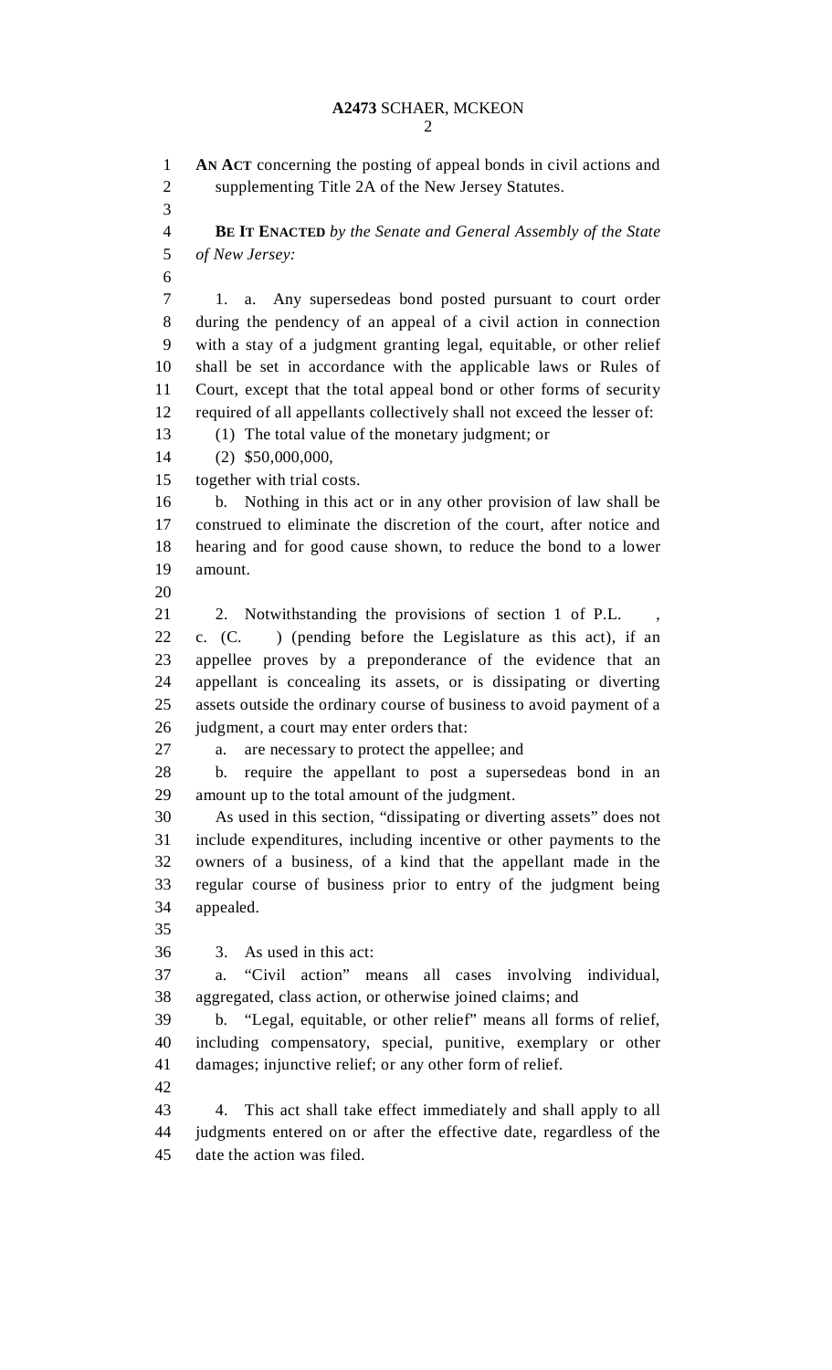**AN ACT** concerning the posting of appeal bonds in civil actions and supplementing Title 2A of the New Jersey Statutes.

**BE IT ENACTED** *by the Senate and General Assembly of the State of New Jersey:*

1. a. Any supersedeas bond posted pursuant to court order during the pendency of an appeal of a civil action in connection with a stay of a judgment granting legal, equitable, or other relief shall be set in accordance with the applicable laws or Rules of Court, except that the total appeal bond or other forms of security required of all appellants collectively shall not exceed the lesser of:

(1) The total value of the monetary judgment; or

(2) $50,000,000,

together with trial costs.

b. Nothing in this act or in any other provision of law shall be construed to eliminate the discretion of the court, after notice and hearing and for good cause shown, to reduce the bond to a lower amount.

2. Notwithstanding the provisions of section 1 of P.L. , c. (C. ) (pending before the Legislature as this act), if an appellee proves by a preponderance of the evidence that an appellant is concealing its assets, or is dissipating or diverting assets outside the ordinary course of business to avoid payment of a judgment, a court may enter orders that:

a. are necessary to protect the appellee; and

b. require the appellant to post a supersedeas bond in an amount up to the total amount of the judgment.

As used in this section, "dissipating or diverting assets" does not include expenditures, including incentive or other payments to the owners of a business, of a kind that the appellant made in the regular course of business prior to entry of the judgment being appealed.

3. As used in this act:

a. "Civil action" means all cases involving individual, aggregated, class action, or otherwise joined claims; and

b. "Legal, equitable, or other relief" means all forms of relief, including compensatory, special, punitive, exemplary or other damages; injunctive relief; or any other form of relief.

4. This act shall take effect immediately and shall apply to all judgments entered on or after the effective date, regardless of the date the action was filed.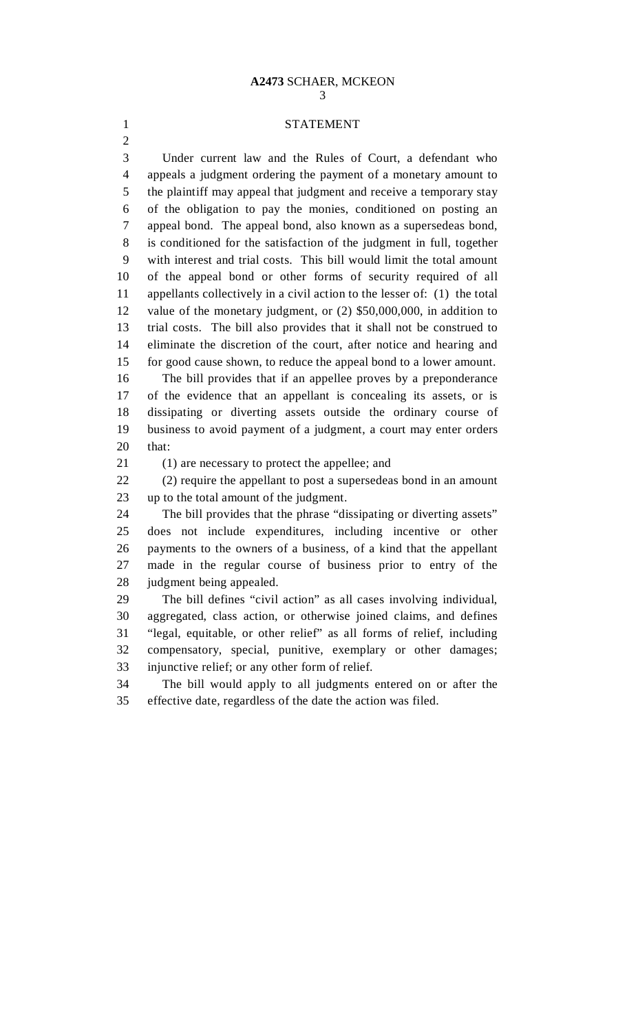## STATEMENT

Under current law and the Rules of Court, a defendant who appeals a judgment ordering the payment of a monetary amount to the plaintiff may appeal that judgment and receive a temporary stay of the obligation to pay the monies, conditioned on posting an appeal bond. The appeal bond, also known as a supersedeas bond, is conditioned for the satisfaction of the judgment in full, together with interest and trial costs. This bill would limit the total amount of the appeal bond or other forms of security required of all appellants collectively in a civil action to the lesser of: (1) the total value of the monetary judgment, or (2) $50,000,000, in addition to trial costs. The bill also provides that it shall not be construed to eliminate the discretion of the court, after notice and hearing and for good cause shown, to reduce the appeal bond to a lower amount.

The bill provides that if an appellee proves by a preponderance of the evidence that an appellant is concealing its assets, or is dissipating or diverting assets outside the ordinary course of business to avoid payment of a judgment, a court may enter orders that:

(1) are necessary to protect the appellee; and

(2) require the appellant to post a supersedeas bond in an amount up to the total amount of the judgment.

The bill provides that the phrase "dissipating or diverting assets" does not include expenditures, including incentive or other payments to the owners of a business, of a kind that the appellant made in the regular course of business prior to entry of the judgment being appealed.

The bill defines "civil action" as all cases involving individual, aggregated, class action, or otherwise joined claims, and defines "legal, equitable, or other relief" as all forms of relief, including compensatory, special, punitive, exemplary or other damages; injunctive relief; or any other form of relief.

The bill would apply to all judgments entered on or after the effective date, regardless of the date the action was filed.